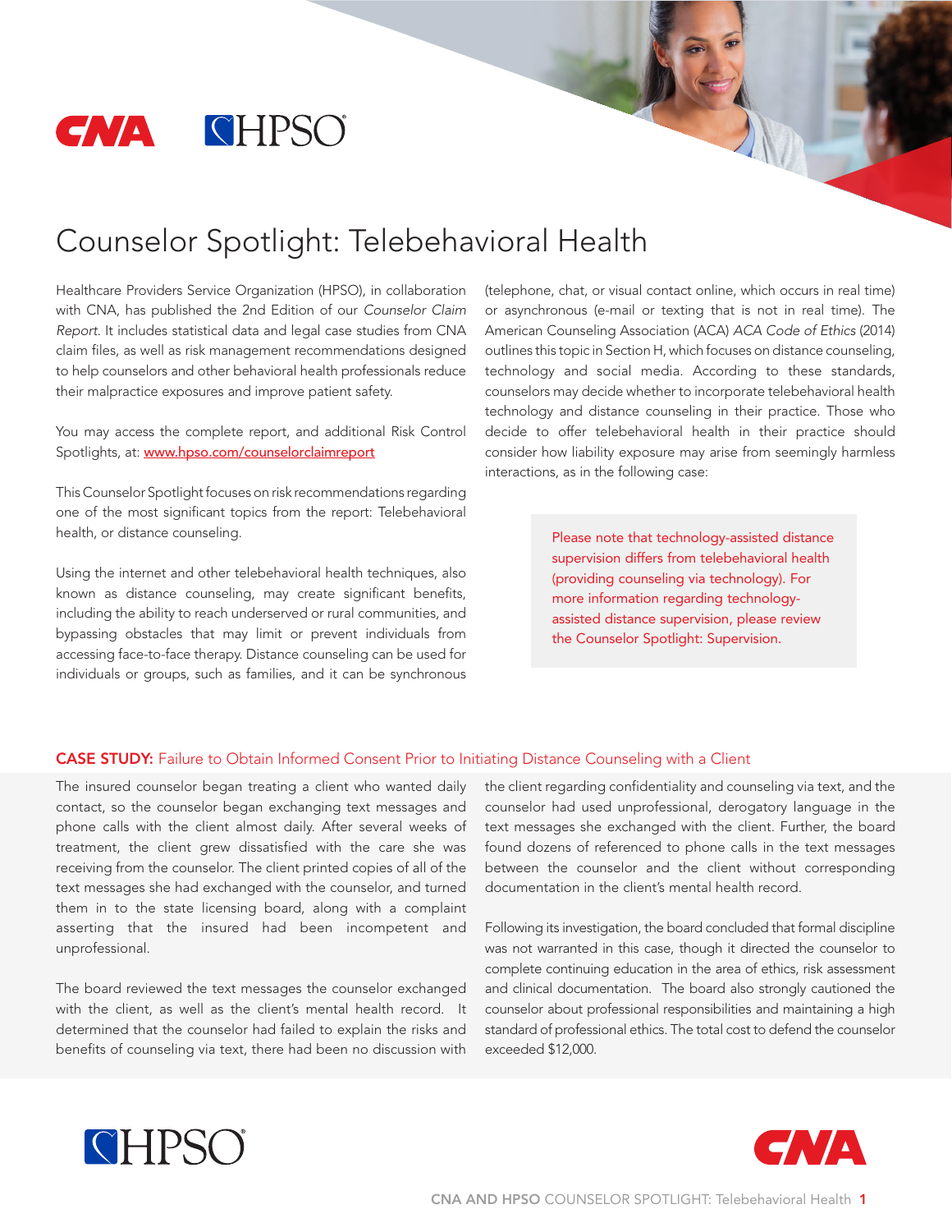# Counselor Spotlight: Telebehavioral Health

Healthcare Providers Service Organization (HPSO), in collaboration with CNA, has published the 2nd Edition of our *Counselor Claim Report*. It includes statistical data and legal case studies from CNA claim files, as well as risk management recommendations designed to help counselors and other behavioral health professionals reduce their malpractice exposures and improve patient safety.

You may access the complete report, and additional Risk Control Spotlights, at: [www.hpso.com/counselorclaimreport](http://www.hpso.com/counselorclaimreport)

This Counselor Spotlight focuses on risk recommendations regarding one of the most significant topics from the report: Telebehavioral health, or distance counseling.

Using the internet and other telebehavioral health techniques, also known as distance counseling, may create significant benefits, including the ability to reach underserved or rural communities, and bypassing obstacles that may limit or prevent individuals from accessing face-to-face therapy. Distance counseling can be used for individuals or groups, such as families, and it can be synchronous (telephone, chat, or visual contact online, which occurs in real time) or asynchronous (e-mail or texting that is not in real time). The American Counseling Association (ACA) *ACA Code of Ethics* (2014) outlines this topic in Section H, which focuses on distance counseling, technology and social media. According to these standards, counselors may decide whether to incorporate telebehavioral health technology and distance counseling in their practice. Those who decide to offer telebehavioral health in their practice should consider how liability exposure may arise from seemingly harmless interactions, as in the following case:

> Please note that technology-assisted distance supervision differs from telebehavioral health (providing counseling via technology). For more information regarding technology-assisted distance supervision, please review the Counselor Spotlight: Supervision.

## CASE STUDY: Failure to Obtain Informed Consent Prior to Initiating Distance Counseling with a Client

The insured counselor began treating a client who wanted daily contact, so the counselor began exchanging text messages and phone calls with the client almost daily. After several weeks of treatment, the client grew dissatisfied with the care she was receiving from the counselor. The client printed copies of all of the text messages she had exchanged with the counselor, and turned them in to the state licensing board, along with a complaint asserting that the insured had been incompetent and unprofessional.

The board reviewed the text messages the counselor exchanged with the client, as well as the client's mental health record. It determined that the counselor had failed to explain the risks and benefits of counseling via text, there had been no discussion with the client regarding confidentiality and counseling via text, and the counselor had used unprofessional, derogatory language in the text messages she exchanged with the client. Further, the board found dozens of referenced to phone calls in the text messages between the counselor and the client without corresponding documentation in the client's mental health record.

Following its investigation, the board concluded that formal discipline was not warranted in this case, though it directed the counselor to complete continuing education in the area of ethics, risk assessment and clinical documentation. The board also strongly cautioned the counselor about professional responsibilities and maintaining a high standard of professional ethics. The total cost to defend the counselor exceeded $12,000.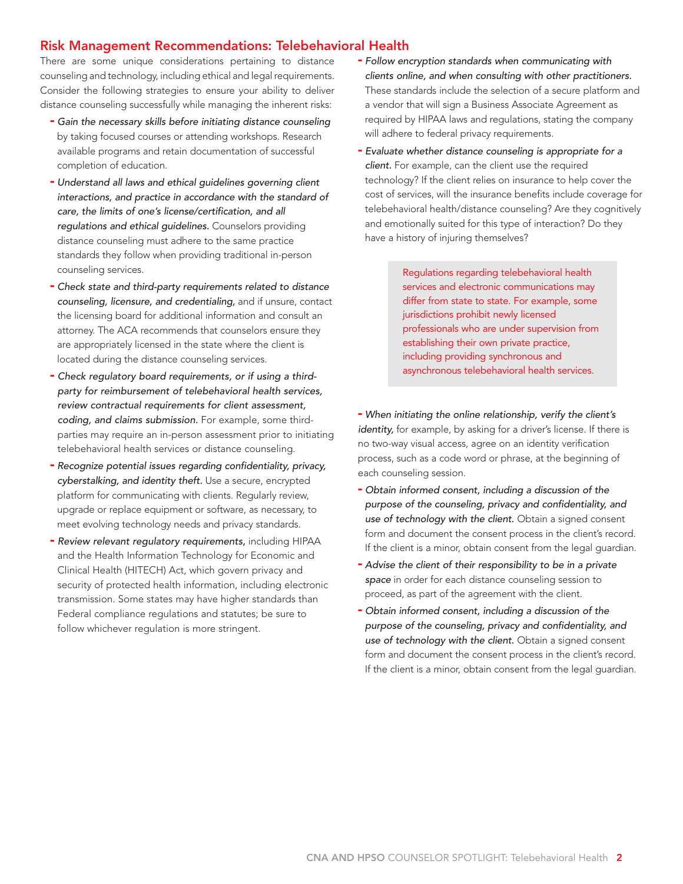## Risk Management Recommendations: Telebehavioral Health

There are some unique considerations pertaining to distance counseling and technology, including ethical and legal requirements. Consider the following strategies to ensure your ability to deliver distance counseling successfully while managing the inherent risks:

- *Gain the necessary skills before initiating distance counseling* by taking focused courses or attending workshops. Research available programs and retain documentation of successful completion of education.
- *Understand all laws and ethical guidelines governing client interactions, and practice in accordance with the standard of care, the limits of one's license/certification, and all regulations and ethical guidelines.* Counselors providing distance counseling must adhere to the same practice standards they follow when providing traditional in-person counseling services.
- *Check state and third-party requirements related to distance counseling, licensure, and credentialing,* and if unsure, contact the licensing board for additional information and consult an attorney. The ACA recommends that counselors ensure they are appropriately licensed in the state where the client is located during the distance counseling services.
- *Check regulatory board requirements, or if using a third-party for reimbursement of telebehavioral health services, review contractual requirements for client assessment, coding, and claims submission.* For example, some third-parties may require an in-person assessment prior to initiating telebehavioral health services or distance counseling.
- *Recognize potential issues regarding confidentiality, privacy, cyberstalking, and identity theft.* Use a secure, encrypted platform for communicating with clients. Regularly review, upgrade or replace equipment or software, as necessary, to meet evolving technology needs and privacy standards.
- *Review relevant regulatory requirements,* including HIPAA and the Health Information Technology for Economic and Clinical Health (HITECH) Act, which govern privacy and security of protected health information, including electronic transmission. Some states may have higher standards than Federal compliance regulations and statutes; be sure to follow whichever regulation is more stringent.
- *Follow encryption standards when communicating with clients online, and when consulting with other practitioners.* These standards include the selection of a secure platform and a vendor that will sign a Business Associate Agreement as required by HIPAA laws and regulations, stating the company will adhere to federal privacy requirements.
- *Evaluate whether distance counseling is appropriate for a client.* For example, can the client use the required technology? If the client relies on insurance to help cover the cost of services, will the insurance benefits include coverage for telebehavioral health/distance counseling? Are they cognitively and emotionally suited for this type of interaction? Do they have a history of injuring themselves?

> Regulations regarding telebehavioral health services and electronic communications may differ from state to state. For example, some jurisdictions prohibit newly licensed professionals who are under supervision from establishing their own private practice, including providing synchronous and asynchronous telebehavioral health services.

- *When initiating the online relationship, verify the client's identity,* for example, by asking for a driver's license. If there is no two-way visual access, agree on an identity verification process, such as a code word or phrase, at the beginning of each counseling session.
- *Obtain informed consent, including a discussion of the purpose of the counseling, privacy and confidentiality, and use of technology with the client.* Obtain a signed consent form and document the consent process in the client's record. If the client is a minor, obtain consent from the legal guardian.
- *Advise the client of their responsibility to be in a private space* in order for each distance counseling session to proceed, as part of the agreement with the client.
- *Obtain informed consent, including a discussion of the purpose of the counseling, privacy and confidentiality, and use of technology with the client.* Obtain a signed consent form and document the consent process in the client's record. If the client is a minor, obtain consent from the legal guardian.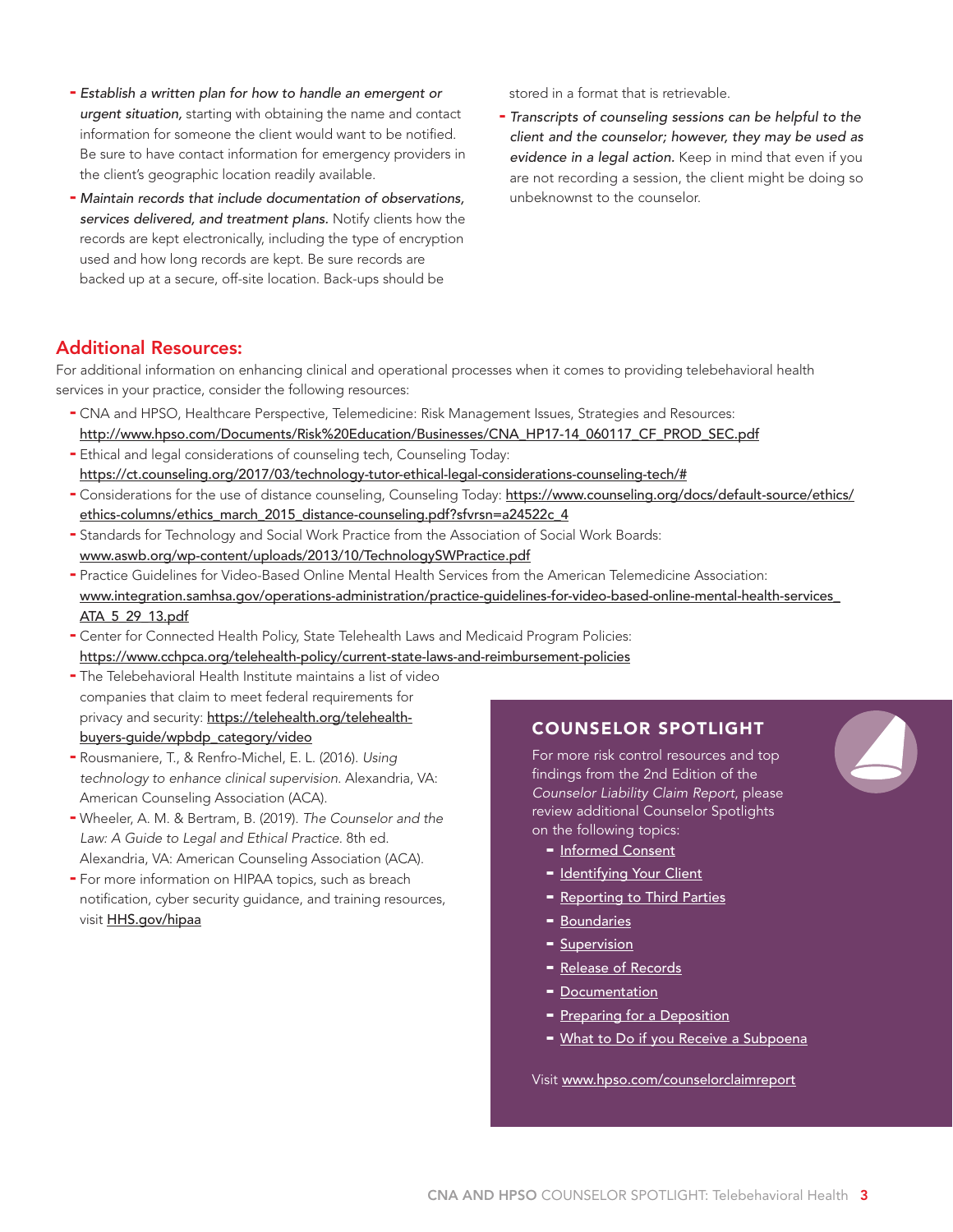- *Establish a written plan for how to handle an emergent or urgent situation,* starting with obtaining the name and contact information for someone the client would want to be notified. Be sure to have contact information for emergency providers in the client's geographic location readily available.
- *Maintain records that include documentation of observations, services delivered, and treatment plans.* Notify clients how the records are kept electronically, including the type of encryption used and how long records are kept. Be sure records are backed up at a secure, off-site location. Back-ups should be stored in a format that is retrievable.
- *Transcripts of counseling sessions can be helpful to the client and the counselor; however, they may be used as evidence in a legal action.* Keep in mind that even if you are not recording a session, the client might be doing so unbeknownst to the counselor.

## Additional Resources:

For additional information on enhancing clinical and operational processes when it comes to providing telebehavioral health services in your practice, consider the following resources:

- CNA and HPSO, Healthcare Perspective, Telemedicine: Risk Management Issues, Strategies and Resources: http://www.hpso.com/Documents/Risk%20Education/Businesses/CNA_HP17-14_060117_CF_PROD_SEC.pdf
- Ethical and legal considerations of counseling tech, Counseling Today: https://ct.counseling.org/2017/03/technology-tutor-ethical-legal-considerations-counseling-tech/#
- Considerations for the use of distance counseling, Counseling Today: https://www.counseling.org/docs/default-source/ethics/ethics-columns/ethics_march_2015_distance-counseling.pdf?sfvrsn=a24522c_4
- Standards for Technology and Social Work Practice from the Association of Social Work Boards: www.aswb.org/wp-content/uploads/2013/10/TechnologySWPractice.pdf
- Practice Guidelines for Video-Based Online Mental Health Services from the American Telemedicine Association: www.integration.samhsa.gov/operations-administration/practice-guidelines-for-video-based-online-mental-health-services_ATA_5_29_13.pdf
- Center for Connected Health Policy, State Telehealth Laws and Medicaid Program Policies: https://www.cchpca.org/telehealth-policy/current-state-laws-and-reimbursement-policies
- The Telebehavioral Health Institute maintains a list of video companies that claim to meet federal requirements for privacy and security: https://telehealth.org/telehealth-buyers-guide/wpbdp_category/video
- Rousmaniere, T., & Renfro-Michel, E. L. (2016). *Using technology to enhance clinical supervision.* Alexandria, VA: American Counseling Association (ACA).
- Wheeler, A. M. & Bertram, B. (2019). *The Counselor and the Law: A Guide to Legal and Ethical Practice.* 8th ed. Alexandria, VA: American Counseling Association (ACA).
- For more information on HIPAA topics, such as breach notification, cyber security guidance, and training resources, visit HHS.gov/hipaa

### COUNSELOR SPOTLIGHT

For more risk control resources and top findings from the 2nd Edition of the *Counselor Liability Claim Report*, please review additional Counselor Spotlights on the following topics:

- Informed Consent
- Identifying Your Client
- Reporting to Third Parties
- Boundaries
- Supervision
- Release of Records
- Documentation
- Preparing for a Deposition
- What to Do if you Receive a Subpoena

Visit www.hpso.com/counselorclaimreport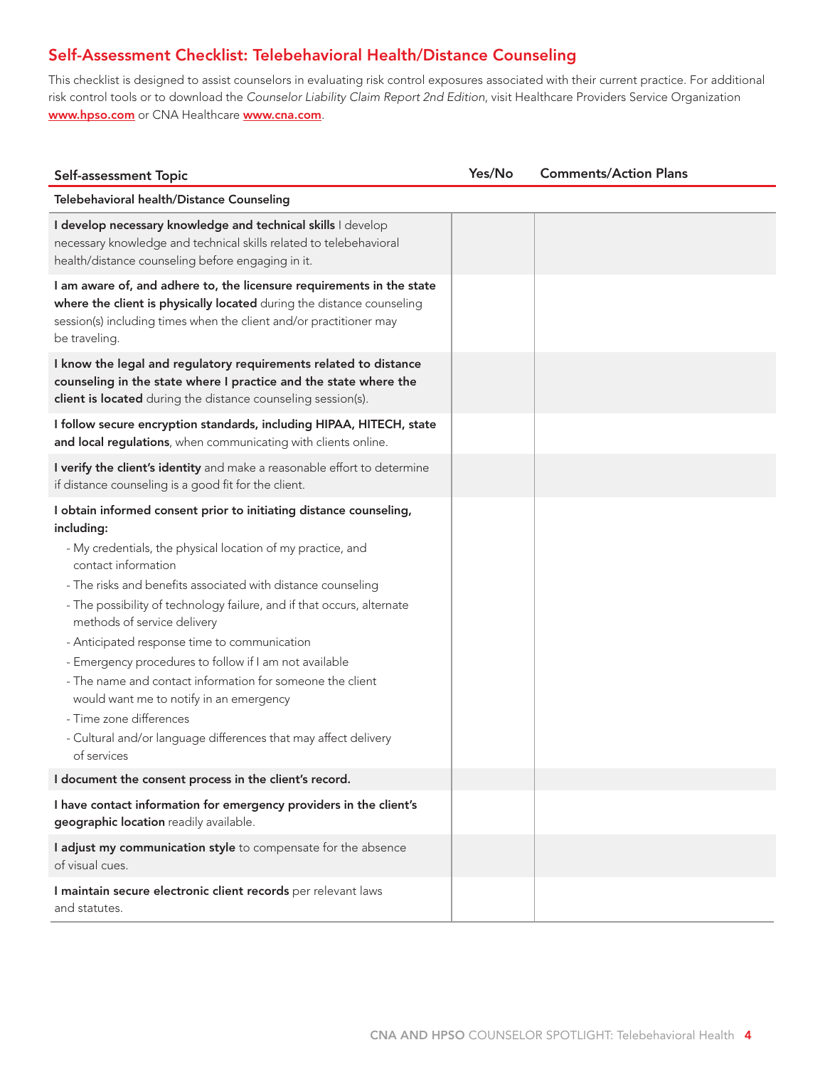## Self-Assessment Checklist: Telebehavioral Health/Distance Counseling

This checklist is designed to assist counselors in evaluating risk control exposures associated with their current practice. For additional risk control tools or to download the *Counselor Liability Claim Report 2nd Edition*, visit Healthcare Providers Service Organization **www.hpso.com** or CNA Healthcare **www.cna.com**.

| Self-assessment Topic | Yes/No | Comments/Action Plans |
|---|---|---|
| **Telebehavioral health/Distance Counseling** | | |
| **I develop necessary knowledge and technical skills** I develop necessary knowledge and technical skills related to telebehavioral health/distance counseling before engaging in it. | | |
| **I am aware of, and adhere to, the licensure requirements in the state where the client is physically located** during the distance counseling session(s) including times when the client and/or practitioner may be traveling. | | |
| **I know the legal and regulatory requirements related to distance counseling in the state where I practice and the state where the client is located** during the distance counseling session(s). | | |
| **I follow secure encryption standards, including HIPAA, HITECH, state and local regulations**, when communicating with clients online. | | |
| **I verify the client's identity** and make a reasonable effort to determine if distance counseling is a good fit for the client. | | |
| **I obtain informed consent prior to initiating distance counseling, including:**<br>- My credentials, the physical location of my practice, and contact information<br>- The risks and benefits associated with distance counseling<br>- The possibility of technology failure, and if that occurs, alternate methods of service delivery<br>- Anticipated response time to communication<br>- Emergency procedures to follow if I am not available<br>- The name and contact information for someone the client would want me to notify in an emergency<br>- Time zone differences<br>- Cultural and/or language differences that may affect delivery of services | | |
| **I document the consent process in the client's record.** | | |
| **I have contact information for emergency providers in the client's geographic location** readily available. | | |
| **I adjust my communication style** to compensate for the absence of visual cues. | | |
| **I maintain secure electronic client records** per relevant laws and statutes. | | |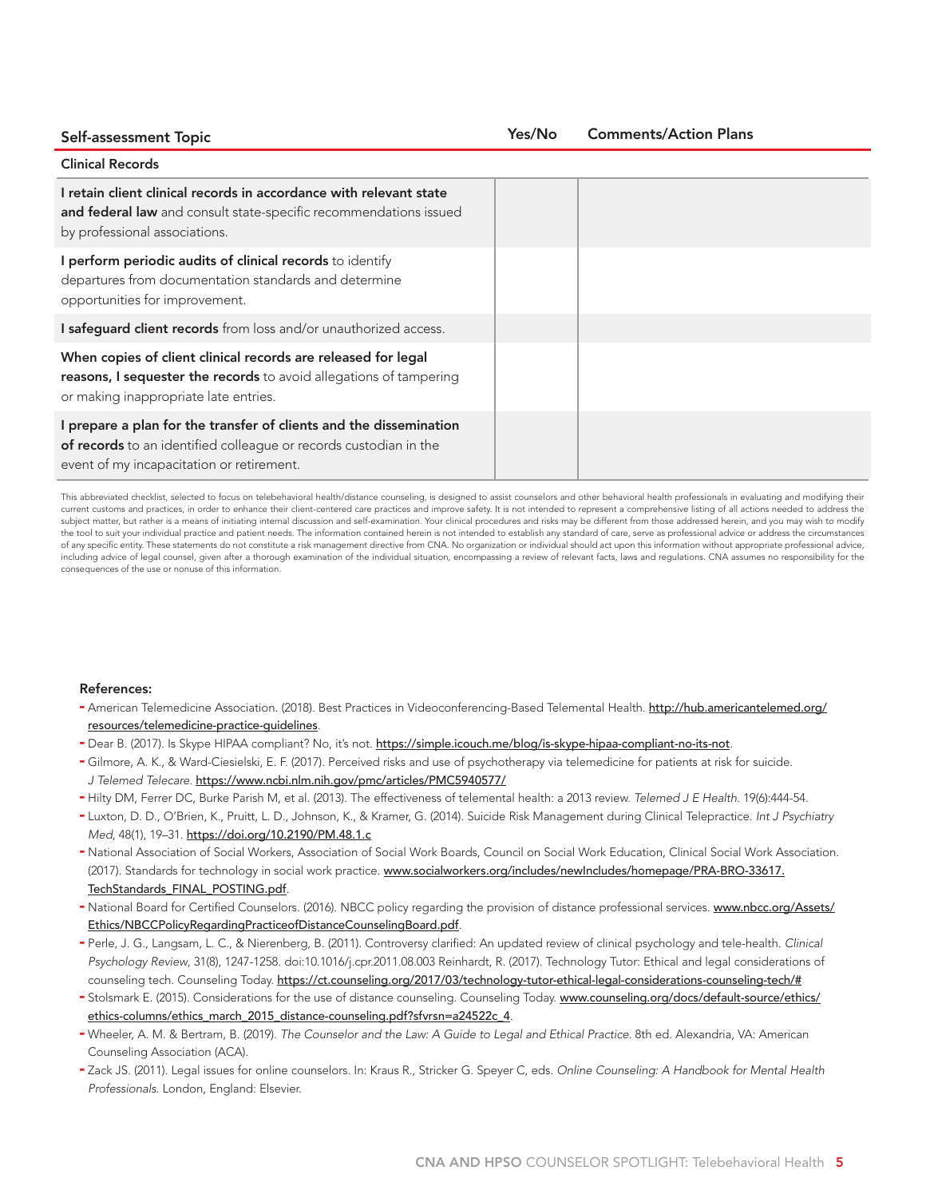| Self-assessment Topic | Yes/No | Comments/Action Plans |
|---|---|---|
| **Clinical Records** | | |
| **I retain client clinical records in accordance with relevant state and federal law** and consult state-specific recommendations issued by professional associations. | | |
| **I perform periodic audits of clinical records** to identify departures from documentation standards and determine opportunities for improvement. | | |
| **I safeguard client records** from loss and/or unauthorized access. | | |
| **When copies of client clinical records are released for legal reasons, I sequester the records** to avoid allegations of tampering or making inappropriate late entries. | | |
| **I prepare a plan for the transfer of clients and the dissemination of records** to an identified colleague or records custodian in the event of my incapacitation or retirement. | | |

This abbreviated checklist, selected to focus on telebehavioral health/distance counseling, is designed to assist counselors and other behavioral health professionals in evaluating and modifying their current customs and practices, in order to enhance their client-centered care practices and improve safety. It is not intended to represent a comprehensive listing of all actions needed to address the subject matter, but rather is a means of initiating internal discussion and self-examination. Your clinical procedures and risks may be different from those addressed herein, and you may wish to modify the tool to suit your individual practice and patient needs. The information contained herein is not intended to establish any standard of care, serve as professional advice or address the circumstances of any specific entity. These statements do not constitute a risk management directive from CNA. No organization or individual should act upon this information without appropriate professional advice, including advice of legal counsel, given after a thorough examination of the individual situation, encompassing a review of relevant facts, laws and regulations. CNA assumes no responsibility for the consequences of the use or nonuse of this information.

**References:**

- American Telemedicine Association. (2018). Best Practices in Videoconferencing-Based Telemental Health. http://hub.americantelemed.org/resources/telemedicine-practice-guidelines.
- Dear B. (2017). Is Skype HIPAA compliant? No, it's not. https://simple.icouch.me/blog/is-skype-hipaa-compliant-no-its-not.
- Gilmore, A. K., & Ward-Ciesielski, E. F. (2017). Perceived risks and use of psychotherapy via telemedicine for patients at risk for suicide. *J Telemed Telecare*. https://www.ncbi.nlm.nih.gov/pmc/articles/PMC5940577/
- Hilty DM, Ferrer DC, Burke Parish M, et al. (2013). The effectiveness of telemental health: a 2013 review. *Telemed J E Health*. 19(6):444-54.
- Luxton, D. D., O'Brien, K., Pruitt, L. D., Johnson, K., & Kramer, G. (2014). Suicide Risk Management during Clinical Telepractice. *Int J Psychiatry Med*, 48(1), 19–31. https://doi.org/10.2190/PM.48.1.c
- National Association of Social Workers, Association of Social Work Boards, Council on Social Work Education, Clinical Social Work Association. (2017). Standards for technology in social work practice. www.socialworkers.org/includes/newIncludes/homepage/PRA-BRO-33617.TechStandards_FINAL_POSTING.pdf.
- National Board for Certified Counselors. (2016). NBCC policy regarding the provision of distance professional services. www.nbcc.org/Assets/Ethics/NBCCPolicyRegardingPracticeofDistanceCounselingBoard.pdf.
- Perle, J. G., Langsam, L. C., & Nierenberg, B. (2011). Controversy clarified: An updated review of clinical psychology and tele-health. *Clinical Psychology Review*, 31(8), 1247-1258. doi:10.1016/j.cpr.2011.08.003 Reinhardt, R. (2017). Technology Tutor: Ethical and legal considerations of counseling tech. Counseling Today. https://ct.counseling.org/2017/03/technology-tutor-ethical-legal-considerations-counseling-tech/#
- Stolsmark E. (2015). Considerations for the use of distance counseling. Counseling Today. www.counseling.org/docs/default-source/ethics/ethics-columns/ethics_march_2015_distance-counseling.pdf?sfvrsn=a24522c_4.
- Wheeler, A. M. & Bertram, B. (2019). *The Counselor and the Law: A Guide to Legal and Ethical Practice*. 8th ed. Alexandria, VA: American Counseling Association (ACA).
- Zack JS. (2011). Legal issues for online counselors. In: Kraus R., Stricker G. Speyer C, eds. *Online Counseling: A Handbook for Mental Health Professionals*. London, England: Elsevier.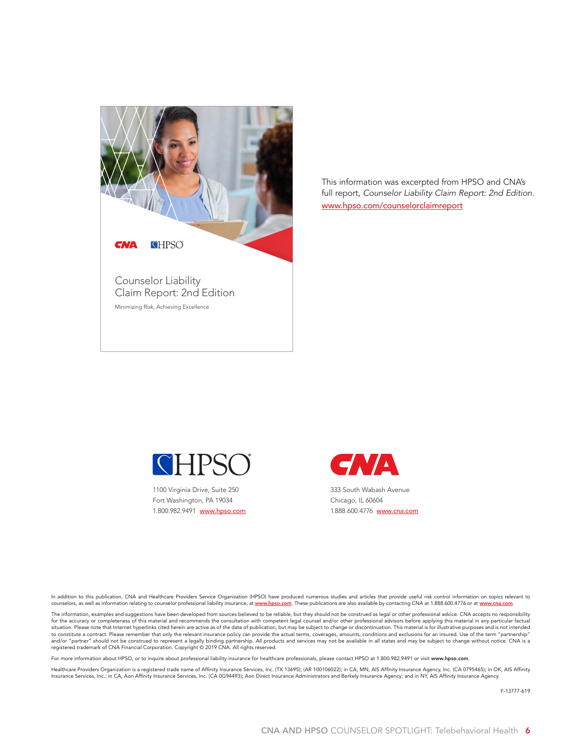This information was excerpted from HPSO and CNA's full report, *Counselor Liability Claim Report: 2nd Edition*. www.hpso.com/counselorclaimreport

HPSO

1100 Virginia Drive, Suite 250
Fort Washington, PA 19034
1.800.982.9491 www.hpso.com

CNA

333 South Wabash Avenue
Chicago, IL 60604
1.888.600.4776 www.cna.com

In addition to this publication, CNA and Healthcare Providers Service Organization (HPSO) have produced numerous studies and articles that provide useful risk control information on topics relevant to counselors, as well as information relating to counselor professional liability insurance, at www.hpso.com. These publications are also available by contacting CNA at 1.888.600.4776 or at www.cna.com.

The information, examples and suggestions have been developed from sources believed to be reliable, but they should not be construed as legal or other professional advice. CNA accepts no responsibility for the accuracy or completeness of this material and recommends the consultation with competent legal counsel and/or other professional advisors before applying this material in any particular factual situation. Please note that Internet hyperlinks cited herein are active as of the date of publication, but may be subject to change or discontinuation. This material is for illustrative purposes and is not intended to constitute a contract. Please remember that only the relevant insurance policy can provide the actual terms, coverages, amounts, conditions and exclusions for an insured. Use of the term "partnership" and/or "partner" should not be construed to represent a legally binding partnership. All products and services may not be available in all states and may be subject to change without notice. CNA is a registered trademark of CNA Financial Corporation. Copyright © 2019 CNA. All rights reserved.

For more information about HPSO, or to inquire about professional liability insurance for healthcare professionals, please contact HPSO at 1.800.982.9491 or visit **www.hpso.com**.

Healthcare Providers Organization is a registered trade name of Affinity Insurance Services, Inc. (TX 13695); (AR 100106022); in CA, MN, AIS Affinity Insurance Agency, Inc. (CA 0795465); in OK, AIS Affinity Insurance Services, Inc.; in CA, Aon Affinity Insurance Services, Inc. (CA 0G94493); Aon Direct Insurance Administrators and Berkely Insurance Agency; and in NY, AIS Affinity Insurance Agency.

F-13777-619